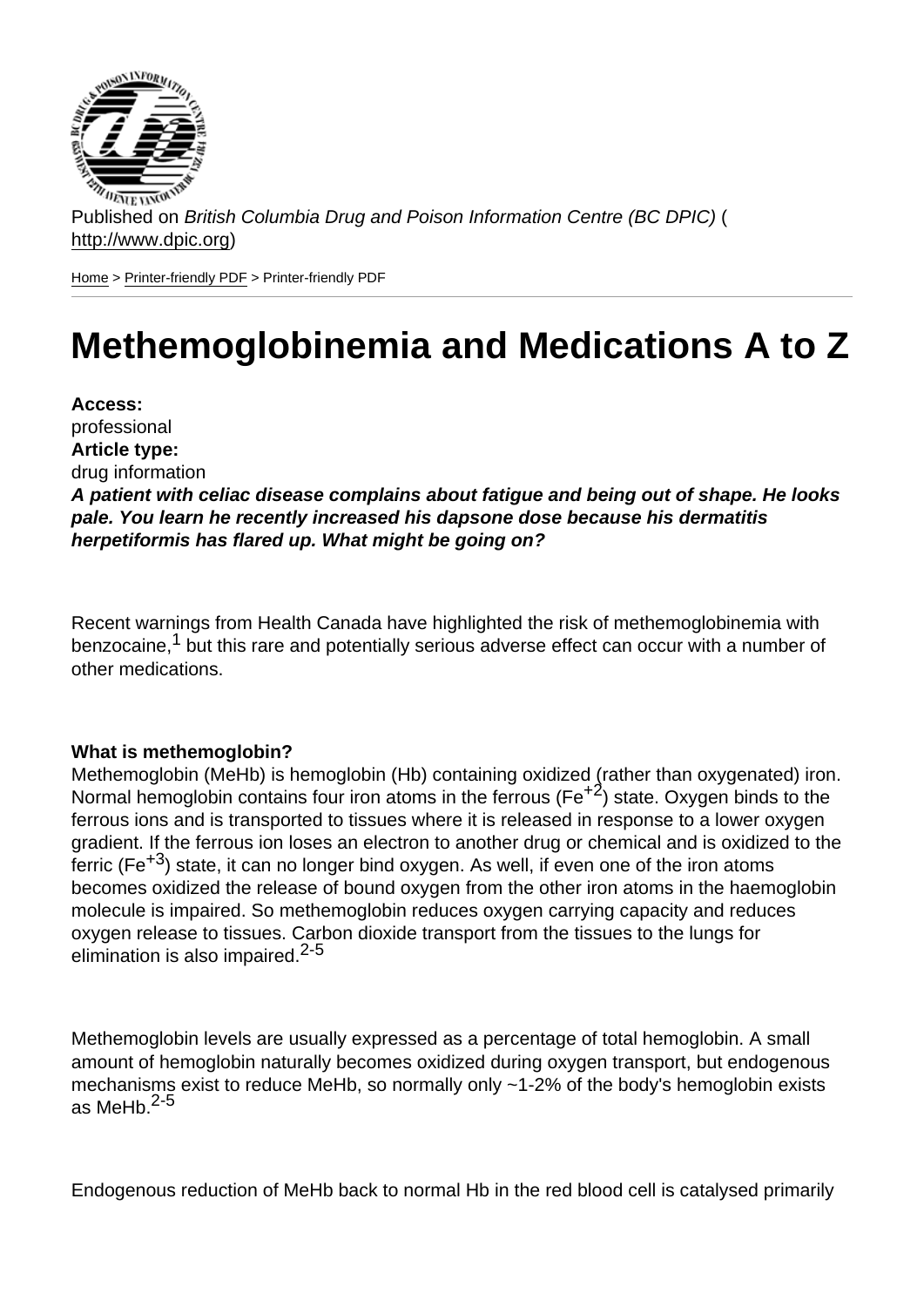Published on *British Columbia Drug and Poison Information Centre (BC DPIC)* (http://www.dpic.org)

Home > Printer-friendly PDF > Printer-friendly PDF

# Methemoglobinemia and Medications A to Z

**Access:**
professional
**Article type:**
drug information

***A patient with celiac disease complains about fatigue and being out of shape. He looks pale. You learn he recently increased his dapsone dose because his dermatitis herpetiformis has flared up. What might be going on?***

Recent warnings from Health Canada have highlighted the risk of methemoglobinemia with benzocaine,[1] but this rare and potentially serious adverse effect can occur with a number of other medications.

**What is methemoglobin?**
Methemoglobin (MeHb) is hemoglobin (Hb) containing oxidized (rather than oxygenated) iron. Normal hemoglobin contains four iron atoms in the ferrous ($Fe^{+2}$) state. Oxygen binds to the ferrous ions and is transported to tissues where it is released in response to a lower oxygen gradient. If the ferrous ion loses an electron to another drug or chemical and is oxidized to the ferric ($Fe^{+3}$) state, it can no longer bind oxygen. As well, if even one of the iron atoms becomes oxidized the release of bound oxygen from the other iron atoms in the haemoglobin molecule is impaired. So methemoglobin reduces oxygen carrying capacity and reduces oxygen release to tissues. Carbon dioxide transport from the tissues to the lungs for elimination is also impaired.[2-5]

Methemoglobin levels are usually expressed as a percentage of total hemoglobin. A small amount of hemoglobin naturally becomes oxidized during oxygen transport, but endogenous mechanisms exist to reduce MeHb, so normally only ~1-2% of the body's hemoglobin exists as MeHb.[2-5]

Endogenous reduction of MeHb back to normal Hb in the red blood cell is catalysed primarily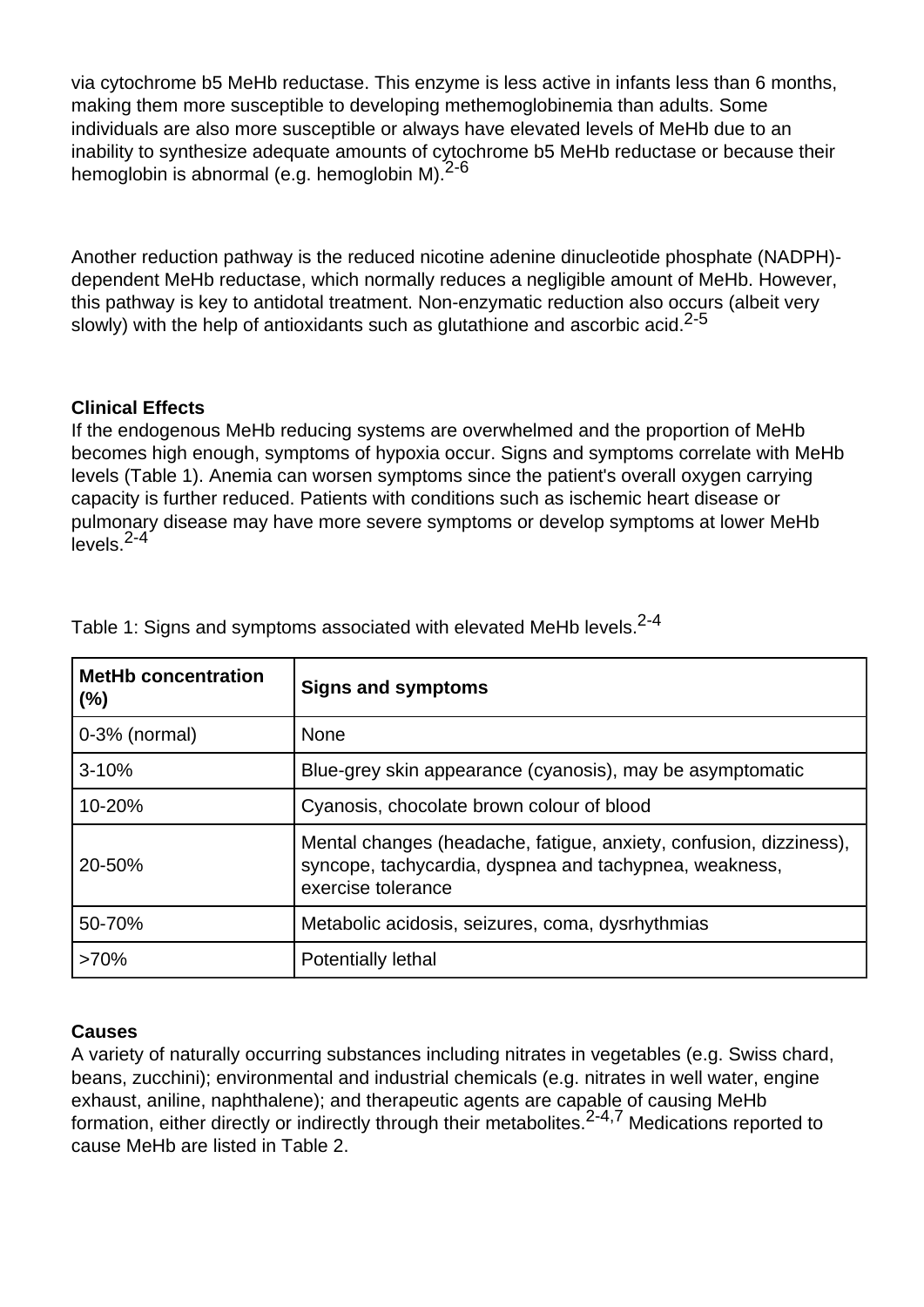via cytochrome b5 MeHb reductase. This enzyme is less active in infants less than 6 months, making them more susceptible to developing methemoglobinemia than adults. Some individuals are also more susceptible or always have elevated levels of MeHb due to an inability to synthesize adequate amounts of cytochrome b5 MeHb reductase or because their hemoglobin is abnormal (e.g. hemoglobin M).[2-6]

Another reduction pathway is the reduced nicotine adenine dinucleotide phosphate (NADPH)-dependent MeHb reductase, which normally reduces a negligible amount of MeHb. However, this pathway is key to antidotal treatment. Non-enzymatic reduction also occurs (albeit very slowly) with the help of antioxidants such as glutathione and ascorbic acid.[2-5]

**Clinical Effects**

If the endogenous MeHb reducing systems are overwhelmed and the proportion of MeHb becomes high enough, symptoms of hypoxia occur. Signs and symptoms correlate with MeHb levels (Table 1). Anemia can worsen symptoms since the patient's overall oxygen carrying capacity is further reduced. Patients with conditions such as ischemic heart disease or pulmonary disease may have more severe symptoms or develop symptoms at lower MeHb levels.[2-4]

Table 1: Signs and symptoms associated with elevated MeHb levels.[2-4]

| **MetHb concentration (%)** | **Signs and symptoms** |
|---|---|
| 0-3% (normal) | None |
| 3-10% | Blue-grey skin appearance (cyanosis), may be asymptomatic |
| 10-20% | Cyanosis, chocolate brown colour of blood |
| 20-50% | Mental changes (headache, fatigue, anxiety, confusion, dizziness), syncope, tachycardia, dyspnea and tachypnea, weakness, exercise tolerance |
| 50-70% | Metabolic acidosis, seizures, coma, dysrhythmias |
| >70% | Potentially lethal |

**Causes**

A variety of naturally occurring substances including nitrates in vegetables (e.g. Swiss chard, beans, zucchini); environmental and industrial chemicals (e.g. nitrates in well water, engine exhaust, aniline, naphthalene); and therapeutic agents are capable of causing MeHb formation, either directly or indirectly through their metabolites.[2-4,7] Medications reported to cause MeHb are listed in Table 2.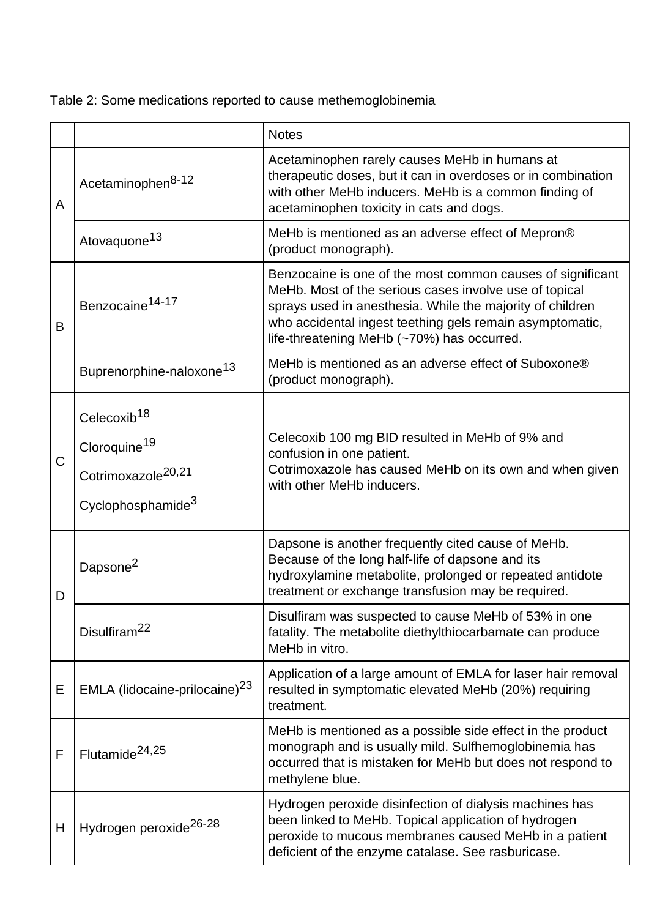Table 2: Some medications reported to cause methemoglobinemia

| | | Notes |
|---|---|---|
| A | Acetaminophen[8-12] | Acetaminophen rarely causes MeHb in humans at therapeutic doses, but it can in overdoses or in combination with other MeHb inducers. MeHb is a common finding of acetaminophen toxicity in cats and dogs. |
| | Atovaquone[13] | MeHb is mentioned as an adverse effect of Mepron® (product monograph). |
| B | Benzocaine[14-17] | Benzocaine is one of the most common causes of significant MeHb. Most of the serious cases involve use of topical sprays used in anesthesia. While the majority of children who accidental ingest teething gels remain asymptomatic, life-threatening MeHb (~70%) has occurred. |
| | Buprenorphine-naloxone[13] | MeHb is mentioned as an adverse effect of Suboxone® (product monograph). |
| C | Celecoxib[18]<br>Cloroquine[19]<br>Cotrimoxazole[20,21]<br>Cyclophosphamide[3] | Celecoxib 100 mg BID resulted in MeHb of 9% and confusion in one patient.<br>Cotrimoxazole has caused MeHb on its own and when given with other MeHb inducers. |
| D | Dapsone[2] | Dapsone is another frequently cited cause of MeHb. Because of the long half-life of dapsone and its hydroxylamine metabolite, prolonged or repeated antidote treatment or exchange transfusion may be required. |
| | Disulfiram[22] | Disulfiram was suspected to cause MeHb of 53% in one fatality. The metabolite diethylthiocarbamate can produce MeHb in vitro. |
| E | EMLA (lidocaine-prilocaine)[23] | Application of a large amount of EMLA for laser hair removal resulted in symptomatic elevated MeHb (20%) requiring treatment. |
| F | Flutamide[24,25] | MeHb is mentioned as a possible side effect in the product monograph and is usually mild. Sulfhemoglobinemia has occurred that is mistaken for MeHb but does not respond to methylene blue. |
| H | Hydrogen peroxide[26-28] | Hydrogen peroxide disinfection of dialysis machines has been linked to MeHb. Topical application of hydrogen peroxide to mucous membranes caused MeHb in a patient deficient of the enzyme catalase. See rasburicase. |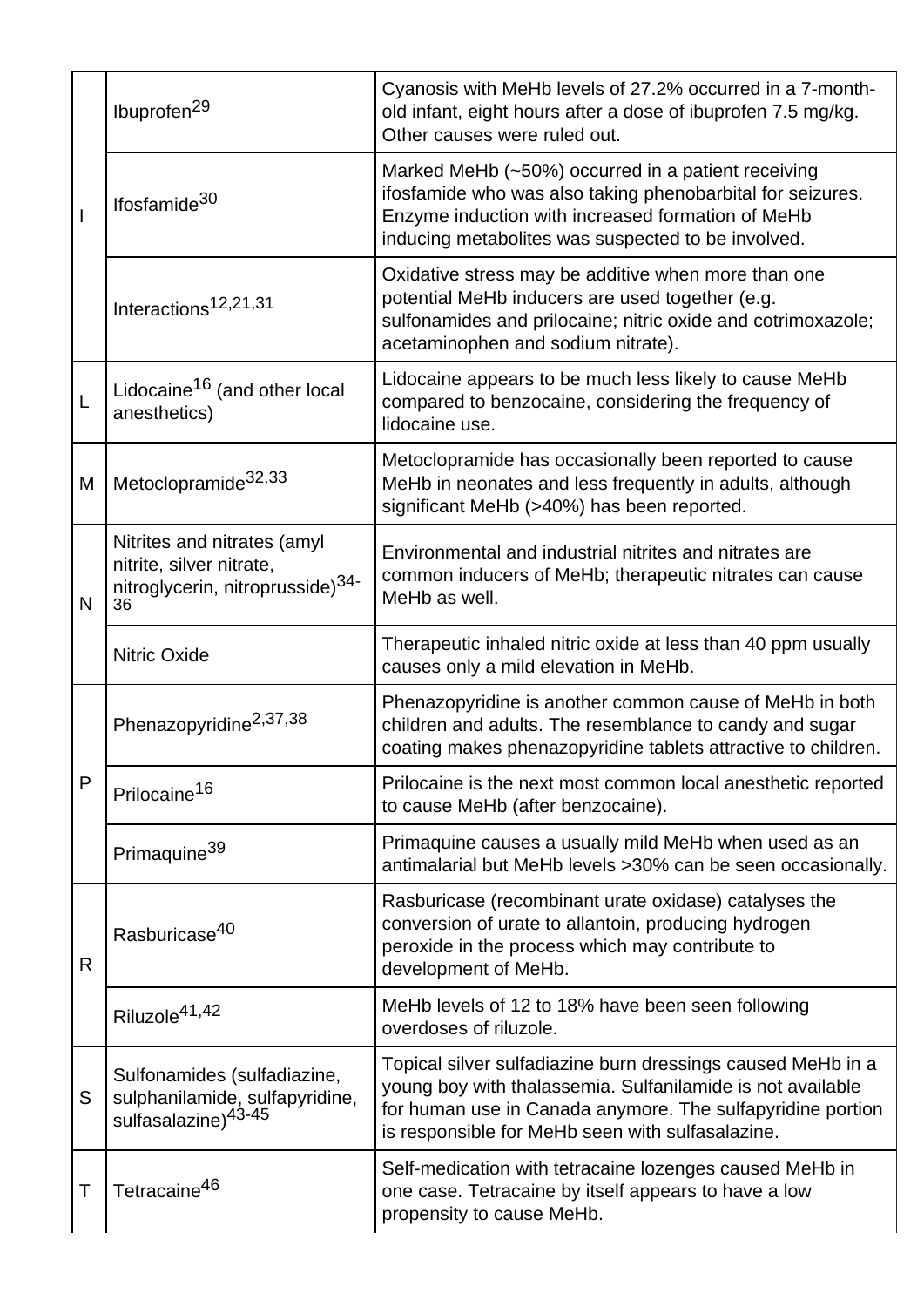| | | |
|---|---|---|
| I | Ibuprofen[29] | Cyanosis with MeHb levels of 27.2% occurred in a 7-month-old infant, eight hours after a dose of ibuprofen 7.5 mg/kg. Other causes were ruled out. |
| | Ifosfamide[30] | Marked MeHb (~50%) occurred in a patient receiving ifosfamide who was also taking phenobarbital for seizures. Enzyme induction with increased formation of MeHb inducing metabolites was suspected to be involved. |
| | Interactions[12,21,31] | Oxidative stress may be additive when more than one potential MeHb inducers are used together (e.g. sulfonamides and prilocaine; nitric oxide and cotrimoxazole; acetaminophen and sodium nitrate). |
| L | Lidocaine[16] (and other local anesthetics) | Lidocaine appears to be much less likely to cause MeHb compared to benzocaine, considering the frequency of lidocaine use. |
| M | Metoclopramide[32,33] | Metoclopramide has occasionally been reported to cause MeHb in neonates and less frequently in adults, although significant MeHb (>40%) has been reported. |
| N | Nitrites and nitrates (amyl nitrite, silver nitrate, nitroglycerin, nitroprusside)[34-36] | Environmental and industrial nitrites and nitrates are common inducers of MeHb; therapeutic nitrates can cause MeHb as well. |
| | Nitric Oxide | Therapeutic inhaled nitric oxide at less than 40 ppm usually causes only a mild elevation in MeHb. |
| P | Phenazopyridine[2,37,38] | Phenazopyridine is another common cause of MeHb in both children and adults. The resemblance to candy and sugar coating makes phenazopyridine tablets attractive to children. |
| | Prilocaine[16] | Prilocaine is the next most common local anesthetic reported to cause MeHb (after benzocaine). |
| | Primaquine[39] | Primaquine causes a usually mild MeHb when used as an antimalarial but MeHb levels >30% can be seen occasionally. |
| R | Rasburicase[40] | Rasburicase (recombinant urate oxidase) catalyses the conversion of urate to allantoin, producing hydrogen peroxide in the process which may contribute to development of MeHb. |
| | Riluzole[41,42] | MeHb levels of 12 to 18% have been seen following overdoses of riluzole. |
| S | Sulfonamides (sulfadiazine, sulphanilamide, sulfapyridine, sulfasalazine)[43-45] | Topical silver sulfadiazine burn dressings caused MeHb in a young boy with thalassemia. Sulfanilamide is not available for human use in Canada anymore. The sulfapyridine portion is responsible for MeHb seen with sulfasalazine. |
| T | Tetracaine[46] | Self-medication with tetracaine lozenges caused MeHb in one case. Tetracaine by itself appears to have a low propensity to cause MeHb. |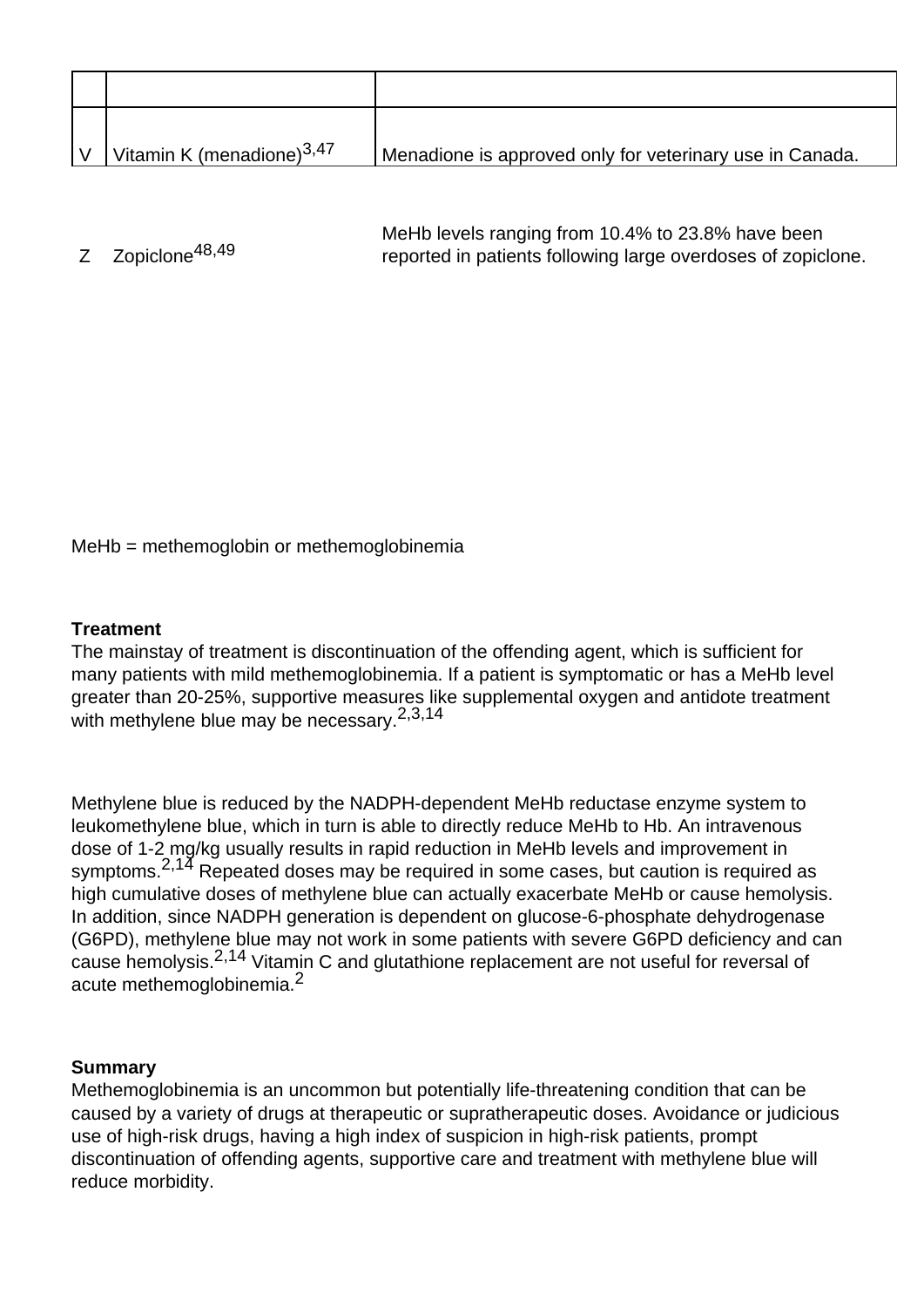| | | |
|---|---|---|
| V | Vitamin K (menadione)[3,47] | Menadione is approved only for veterinary use in Canada. |
| Z | Zopiclone[48,49] | MeHb levels ranging from 10.4% to 23.8% have been reported in patients following large overdoses of zopiclone. |

MeHb = methemoglobin or methemoglobinemia

**Treatment**

The mainstay of treatment is discontinuation of the offending agent, which is sufficient for many patients with mild methemoglobinemia. If a patient is symptomatic or has a MeHb level greater than 20-25%, supportive measures like supplemental oxygen and antidote treatment with methylene blue may be necessary.[2,3,14]

Methylene blue is reduced by the NADPH-dependent MeHb reductase enzyme system to leukomethylene blue, which in turn is able to directly reduce MeHb to Hb. An intravenous dose of 1-2 mg/kg usually results in rapid reduction in MeHb levels and improvement in symptoms.[2,14] Repeated doses may be required in some cases, but caution is required as high cumulative doses of methylene blue can actually exacerbate MeHb or cause hemolysis. In addition, since NADPH generation is dependent on glucose-6-phosphate dehydrogenase (G6PD), methylene blue may not work in some patients with severe G6PD deficiency and can cause hemolysis.[2,14] Vitamin C and glutathione replacement are not useful for reversal of acute methemoglobinemia.[2]

**Summary**

Methemoglobinemia is an uncommon but potentially life-threatening condition that can be caused by a variety of drugs at therapeutic or supratherapeutic doses. Avoidance or judicious use of high-risk drugs, having a high index of suspicion in high-risk patients, prompt discontinuation of offending agents, supportive care and treatment with methylene blue will reduce morbidity.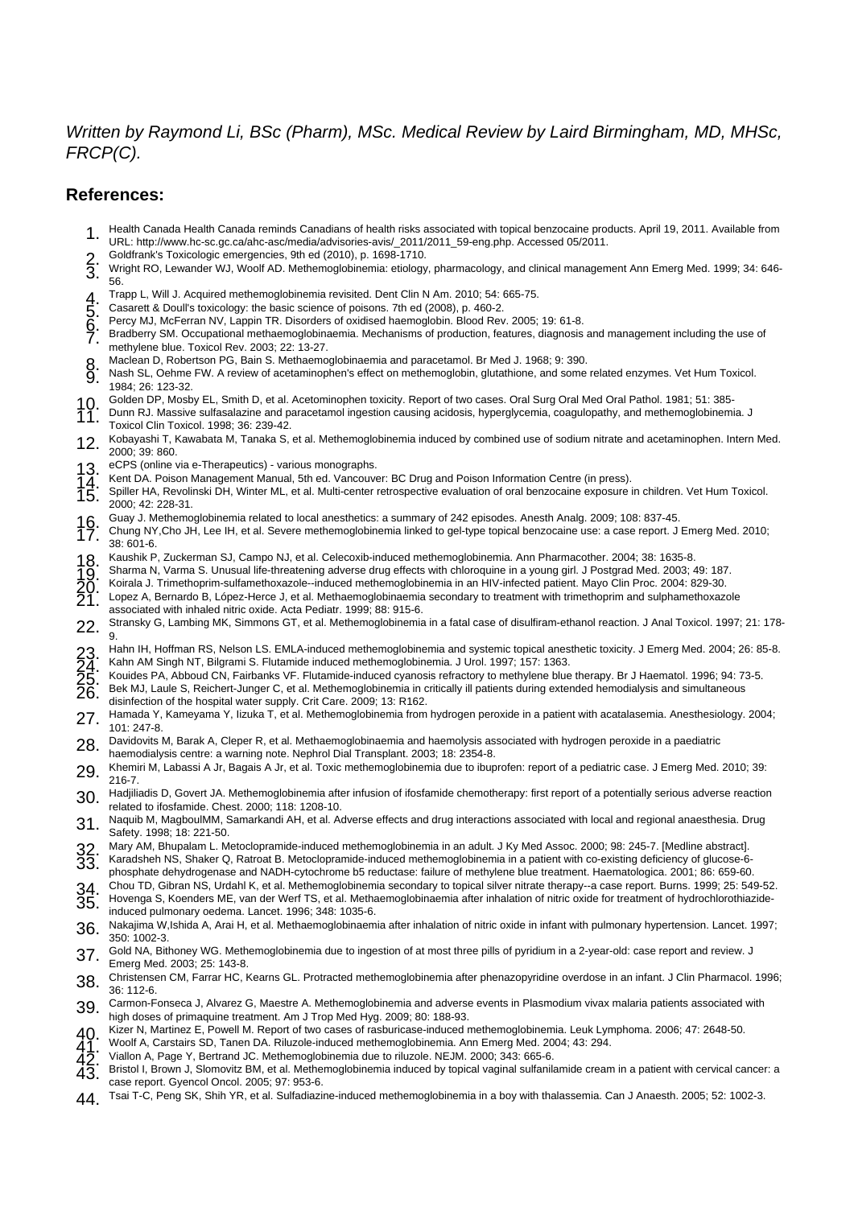*Written by Raymond Li, BSc (Pharm), MSc. Medical Review by Laird Birmingham, MD, MHSc, FRCP(C).*

## References:

1. Health Canada Health Canada reminds Canadians of health risks associated with topical benzocaine products. April 19, 2011. Available from URL: http://www.hc-sc.gc.ca/ahc-asc/media/advisories-avis/_2011/2011_59-eng.php. Accessed 05/2011.
2. Goldfrank's Toxicologic emergencies, 9th ed (2010), p. 1698-1710.
3. Wright RO, Lewander WJ, Woolf AD. Methemoglobinemia: etiology, pharmacology, and clinical management Ann Emerg Med. 1999; 34: 646-56.
4. Trapp L, Will J. Acquired methemoglobinemia revisited. Dent Clin N Am. 2010; 54: 665-75.
5. Casarett & Doull's toxicology: the basic science of poisons. 7th ed (2008), p. 460-2.
6. Percy MJ, McFerran NV, Lappin TR. Disorders of oxidised haemoglobin. Blood Rev. 2005; 19: 61-8.
7. Bradberry SM. Occupational methaemoglobinaemia. Mechanisms of production, features, diagnosis and management including the use of methylene blue. Toxicol Rev. 2003; 22: 13-27.
8. Maclean D, Robertson PG, Bain S. Methaemoglobinaemia and paracetamol. Br Med J. 1968; 9: 390.
9. Nash SL, Oehme FW. A review of acetaminophen's effect on methemoglobin, glutathione, and some related enzymes. Vet Hum Toxicol. 1984; 26: 123-32.
10. Golden DP, Mosby EL, Smith D, et al. Acetominophen toxicity. Report of two cases. Oral Surg Oral Med Oral Pathol. 1981; 51: 385-
11. Dunn RJ. Massive sulfasalazine and paracetamol ingestion causing acidosis, hyperglycemia, coagulopathy, and methemoglobinemia. J Toxicol Clin Toxicol. 1998; 36: 239-42.
12. Kobayashi T, Kawabata M, Tanaka S, et al. Methemoglobinemia induced by combined use of sodium nitrate and acetaminophen. Intern Med. 2000; 39: 860.
13. eCPS (online via e-Therapeutics) - various monographs.
14. Kent DA. Poison Management Manual, 5th ed. Vancouver: BC Drug and Poison Information Centre (in press).
15. Spiller HA, Revolinski DH, Winter ML, et al. Multi-center retrospective evaluation of oral benzocaine exposure in children. Vet Hum Toxicol. 2000; 42: 228-31.
16. Guay J. Methemoglobinemia related to local anesthetics: a summary of 242 episodes. Anesth Analg. 2009; 108: 837-45.
17. Chung NY,Cho JH, Lee IH, et al. Severe methemoglobinemia linked to gel-type topical benzocaine use: a case report. J Emerg Med. 2010; 38: 601-6.
18. Kaushik P, Zuckerman SJ, Campo NJ, et al. Celecoxib-induced methemoglobinemia. Ann Pharmacother. 2004; 38: 1635-8.
19. Sharma N, Varma S. Unusual life-threatening adverse drug effects with chloroquine in a young girl. J Postgrad Med. 2003; 49: 187.
20. Koirala J. Trimethoprim-sulfamethoxazole--induced methemoglobinemia in an HIV-infected patient. Mayo Clin Proc. 2004: 829-30.
21. Lopez A, Bernardo B, López-Herce J, et al. Methaemoglobinaemia secondary to treatment with trimethoprim and sulphamethoxazole associated with inhaled nitric oxide. Acta Pediatr. 1999; 88: 915-6.
22. Stransky G, Lambing MK, Simmons GT, et al. Methemoglobinemia in a fatal case of disulfiram-ethanol reaction. J Anal Toxicol. 1997; 21: 178-9.
23. Hahn IH, Hoffman RS, Nelson LS. EMLA-induced methemoglobinemia and systemic topical anesthetic toxicity. J Emerg Med. 2004; 26: 85-8.
24. Kahn AM Singh NT, Bilgrami S. Flutamide induced methemoglobinemia. J Urol. 1997; 157: 1363.
25. Kouides PA, Abboud CN, Fairbanks VF. Flutamide-induced cyanosis refractory to methylene blue therapy. Br J Haematol. 1996; 94: 73-5.
26. Bek MJ, Laule S, Reichert-Junger C, et al. Methemoglobinemia in critically ill patients during extended hemodialysis and simultaneous disinfection of the hospital water supply. Crit Care. 2009; 13: R162.
27. Hamada Y, Kameyama Y, Iizuka T, et al. Methemoglobinemia from hydrogen peroxide in a patient with acatalasemia. Anesthesiology. 2004; 101: 247-8.
28. Davidovits M, Barak A, Cleper R, et al. Methaemoglobinaemia and haemolysis associated with hydrogen peroxide in a paediatric haemodialysis centre: a warning note. Nephrol Dial Transplant. 2003; 18: 2354-8.
29. Khemiri M, Labassi A Jr, Bagais A Jr, et al. Toxic methemoglobinemia due to ibuprofen: report of a pediatric case. J Emerg Med. 2010; 39: 216-7.
30. Hadjiliadis D, Govert JA. Methemoglobinemia after infusion of ifosfamide chemotherapy: first report of a potentially serious adverse reaction related to ifosfamide. Chest. 2000; 118: 1208-10.
31. Naquib M, MagboulMM, Samarkandi AH, et al. Adverse effects and drug interactions associated with local and regional anaesthesia. Drug Safety. 1998; 18: 221-50.
32. Mary AM, Bhupalam L. Metoclopramide-induced methemoglobinemia in an adult. J Ky Med Assoc. 2000; 98: 245-7. [Medline abstract].
33. Karadsheh NS, Shaker Q, Ratroat B. Metoclopramide-induced methemoglobinemia in a patient with co-existing deficiency of glucose-6-phosphate dehydrogenase and NADH-cytochrome b5 reductase: failure of methylene blue treatment. Haematologica. 2001; 86: 659-60.
34. Chou TD, Gibran NS, Urdahl K, et al. Methemoglobinemia secondary to topical silver nitrate therapy--a case report. Burns. 1999; 25: 549-52.
35. Hovenga S, Koenders ME, van der Werf TS, et al. Methaemoglobinaemia after inhalation of nitric oxide for treatment of hydrochlorothiazide-induced pulmonary oedema. Lancet. 1996; 348: 1035-6.
36. Nakajima W,Ishida A, Arai H, et al. Methaemoglobinaemia after inhalation of nitric oxide in infant with pulmonary hypertension. Lancet. 1997; 350: 1002-3.
37. Gold NA, Bithoney WG. Methemoglobinemia due to ingestion of at most three pills of pyridium in a 2-year-old: case report and review. J Emerg Med. 2003; 25: 143-8.
38. Christensen CM, Farrar HC, Kearns GL. Protracted methemoglobinemia after phenazopyridine overdose in an infant. J Clin Pharmacol. 1996; 36: 112-6.
39. Carmon-Fonseca J, Alvarez G, Maestre A. Methemoglobinemia and adverse events in Plasmodium vivax malaria patients associated with high doses of primaquine treatment. Am J Trop Med Hyg. 2009; 80: 188-93.
40. Kizer N, Martinez E, Powell M. Report of two cases of rasburicase-induced methemoglobinemia. Leuk Lymphoma. 2006; 47: 2648-50.
41. Woolf A, Carstairs SD, Tanen DA. Riluzole-induced methemoglobinemia. Ann Emerg Med. 2004; 43: 294.
42. Viallon A, Page Y, Bertrand JC. Methemoglobinemia due to riluzole. NEJM. 2000; 343: 665-6.
43. Bristol I, Brown J, Slomovitz BM, et al. Methemoglobinemia induced by topical vaginal sulfanilamide cream in a patient with cervical cancer: a case report. Gyencol Oncol. 2005; 97: 953-6.
44. Tsai T-C, Peng SK, Shih YR, et al. Sulfadiazine-induced methemoglobinemia in a boy with thalassemia. Can J Anaesth. 2005; 52: 1002-3.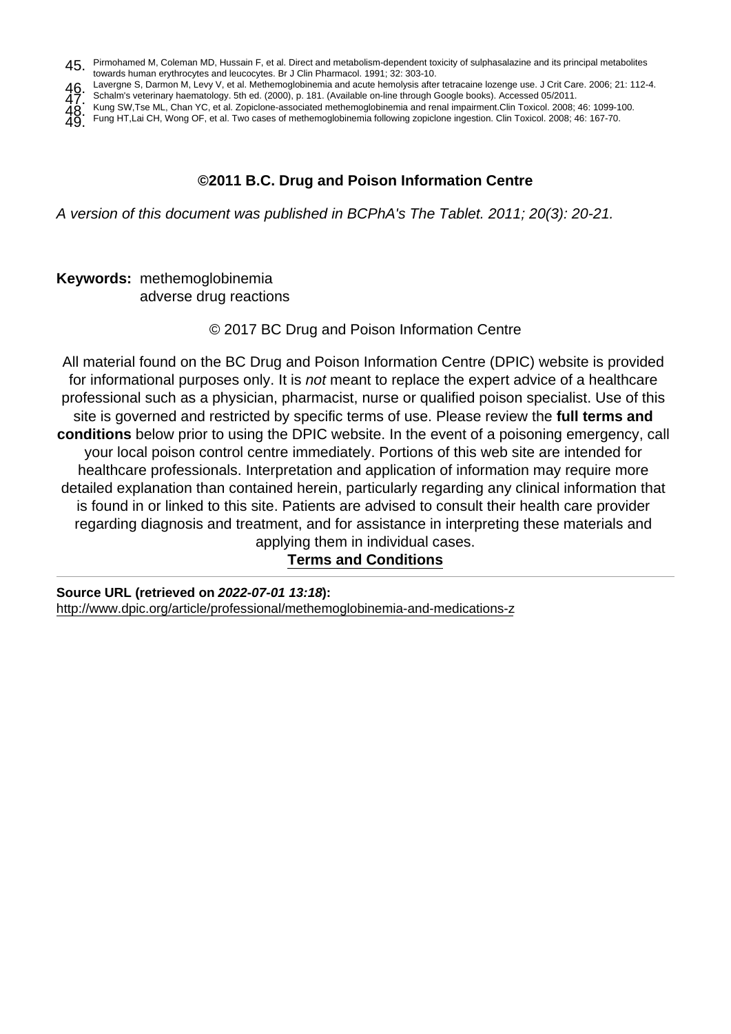45. Pirmohamed M, Coleman MD, Hussain F, et al. Direct and metabolism-dependent toxicity of sulphasalazine and its principal metabolites towards human erythrocytes and leucocytes. Br J Clin Pharmacol. 1991; 32: 303-10.
46. Lavergne S, Darmon M, Levy V, et al. Methemoglobinemia and acute hemolysis after tetracaine lozenge use. J Crit Care. 2006; 21: 112-4.
47. Schalm's veterinary haematology. 5th ed. (2000), p. 181. (Available on-line through Google books). Accessed 05/2011.
48. Kung SW,Tse ML, Chan YC, et al. Zopiclone-associated methemoglobinemia and renal impairment.Clin Toxicol. 2008; 46: 1099-100.
49. Fung HT,Lai CH, Wong OF, et al. Two cases of methemoglobinemia following zopiclone ingestion. Clin Toxicol. 2008; 46: 167-70.

**©2011 B.C. Drug and Poison Information Centre**

*A version of this document was published in BCPhA's The Tablet. 2011; 20(3): 20-21.*

**Keywords:** methemoglobinemia
adverse drug reactions

© 2017 BC Drug and Poison Information Centre

All material found on the BC Drug and Poison Information Centre (DPIC) website is provided for informational purposes only. It is *not* meant to replace the expert advice of a healthcare professional such as a physician, pharmacist, nurse or qualified poison specialist. Use of this site is governed and restricted by specific terms of use. Please review the **full terms and conditions** below prior to using the DPIC website. In the event of a poisoning emergency, call your local poison control centre immediately. Portions of this web site are intended for healthcare professionals. Interpretation and application of information may require more detailed explanation than contained herein, particularly regarding any clinical information that is found in or linked to this site. Patients are advised to consult their health care provider regarding diagnosis and treatment, and for assistance in interpreting these materials and applying them in individual cases.

**Terms and Conditions**

---

**Source URL (retrieved on *2022-07-01 13:18*):**
http://www.dpic.org/article/professional/methemoglobinemia-and-medications-z